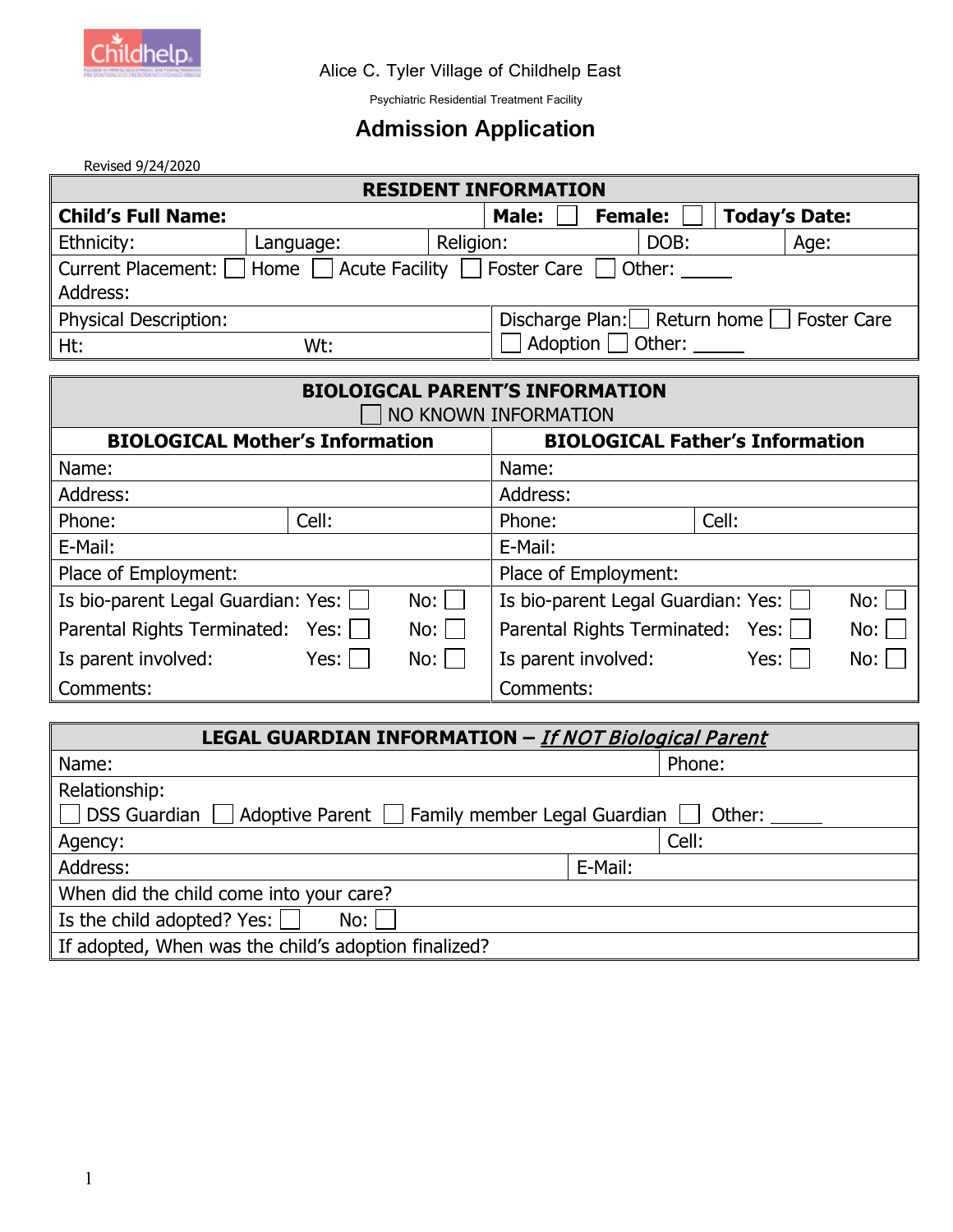Alice C. Tyler Village of Childhelp East

Psychiatric Residential Treatment Facility

# Admission Application

Revised 9/24/2020

| RESIDENT INFORMATION | | | | |
|---|---|---|---|---|
| **Child's Full Name:** | | **Male:** ☐ **Female:** ☐ | **Today's Date:** | |
| Ethnicity: | Language: | Religion: | DOB: | Age: |
| Current Placement: ☐ Home ☐ Acute Facility ☐ Foster Care ☐ Other: _____ Address: | | | | |
| Physical Description: | | Discharge Plan: ☐ Return home ☐ Foster Care ☐ Adoption ☐ Other: _____ | | |
| Ht: | Wt: | | | |

| BIOLOIGCAL PARENT'S INFORMATION ☐ NO KNOWN INFORMATION | |
|---|---|
| **BIOLOGICAL Mother's Information** | **BIOLOGICAL Father's Information** |
| Name: | Name: |
| Address: | Address: |
| Phone: Cell: | Phone: Cell: |
| E-Mail: | E-Mail: |
| Place of Employment: | Place of Employment: |
| Is bio-parent Legal Guardian: Yes: ☐ No: ☐ | Is bio-parent Legal Guardian: Yes: ☐ No: ☐ |
| Parental Rights Terminated: Yes: ☐ No: ☐ | Parental Rights Terminated: Yes: ☐ No: ☐ |
| Is parent involved: Yes: ☐ No: ☐ | Is parent involved: Yes: ☐ No: ☐ |
| Comments: | Comments: |

| LEGAL GUARDIAN INFORMATION – *If NOT Biological Parent* | |
|---|---|
| Name: | Phone: |
| Relationship: ☐ DSS Guardian ☐ Adoptive Parent ☐ Family member Legal Guardian ☐ Other: _____ | |
| Agency: | Cell: |
| Address: | E-Mail: |
| When did the child come into your care? | |
| Is the child adopted? Yes: ☐ No: ☐ | |
| If adopted, When was the child's adoption finalized? | |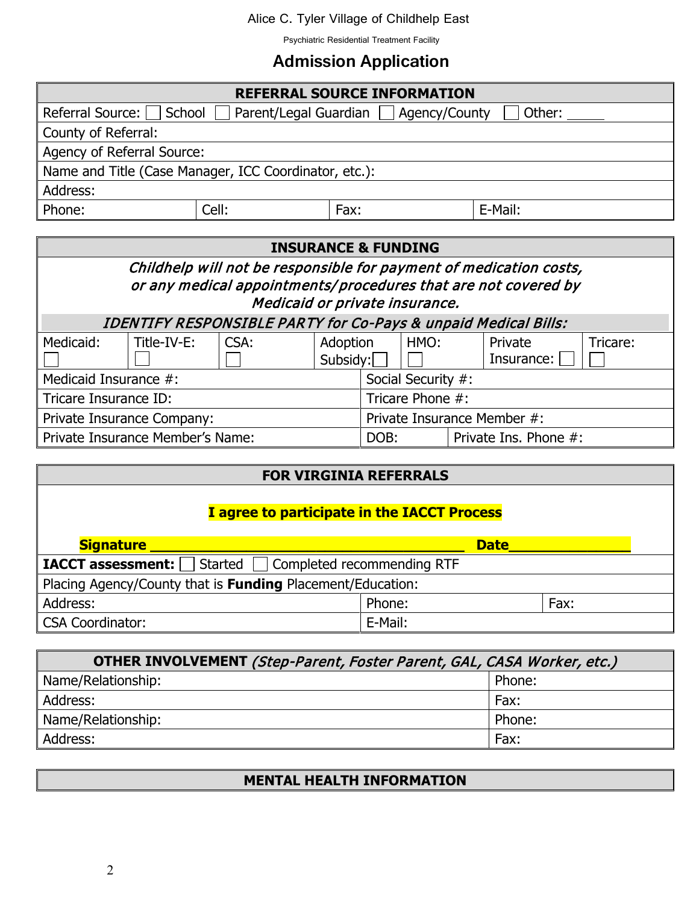Alice C. Tyler Village of Childhelp East

Psychiatric Residential Treatment Facility

# Admission Application

| **REFERRAL SOURCE INFORMATION** | | | |
|---|---|---|---|
| Referral Source: ☐ School ☐ Parent/Legal Guardian ☐ Agency/County ☐ Other: _____ | | | |
| County of Referral: | | | |
| Agency of Referral Source: | | | |
| Name and Title (Case Manager, ICC Coordinator, etc.): | | | |
| Address: | | | |
| Phone: | Cell: | Fax: | E-Mail: |

| **INSURANCE & FUNDING** | | | | | | |
|---|---|---|---|---|---|---|
| ***Childhelp will not be responsible for payment of medication costs, or any medical appointments/procedures that are not covered by Medicaid or private insurance.*** | | | | | | |
| ***IDENTIFY RESPONSIBLE PARTY for Co-Pays & unpaid Medical Bills:*** | | | | | | |
| Medicaid: ☐ | Title-IV-E: ☐ | CSA: ☐ | Adoption Subsidy: ☐ | HMO: ☐ | Private Insurance: ☐ | Tricare: ☐ |

| | | |
|---|---|---|
| Medicaid Insurance #: | Social Security #: | |
| Tricare Insurance ID: | Tricare Phone #: | |
| Private Insurance Company: | Private Insurance Member #: | |
| Private Insurance Member's Name: | DOB: | Private Ins. Phone #: |

| **FOR VIRGINIA REFERRALS** | | |
|---|---|---|
| **I agree to participate in the IACCT Process** | | |
| **Signature** ________________________________________ **Date** _______________ | | |
| **IACCT assessment:** ☐ Started ☐ Completed recommending RTF | | |
| Placing Agency/County that is **Funding** Placement/Education: | | |
| Address: | Phone: | Fax: |
| CSA Coordinator: | E-Mail: | |

| **OTHER INVOLVEMENT** *(Step-Parent, Foster Parent, GAL, CASA Worker, etc.)* | |
|---|---|
| Name/Relationship: | Phone: |
| Address: | Fax: |
| Name/Relationship: | Phone: |
| Address: | Fax: |

| **MENTAL HEALTH INFORMATION** |
|---|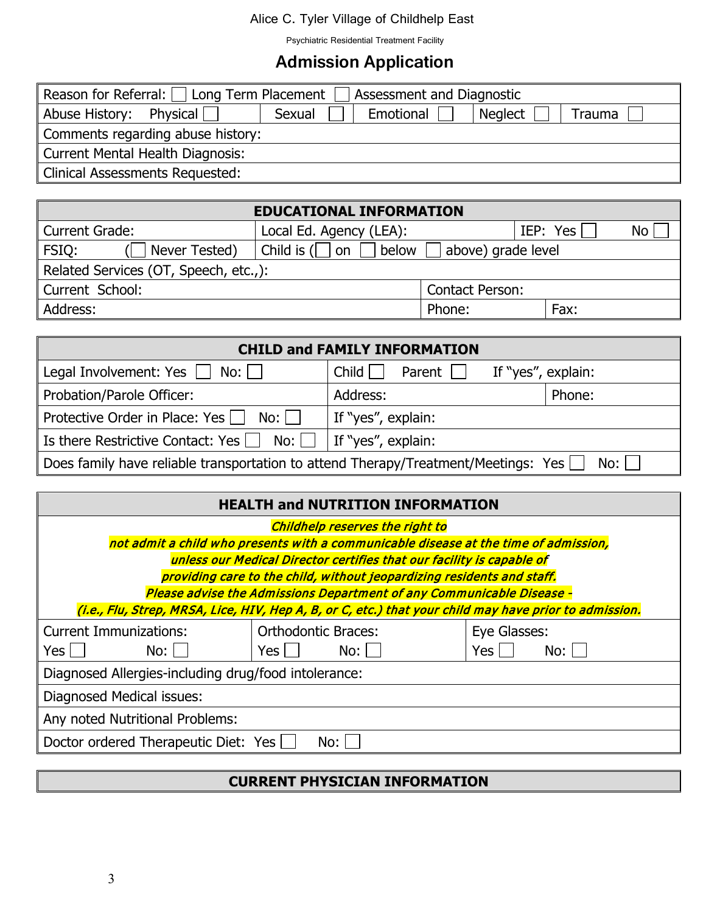Alice C. Tyler Village of Childhelp East

Psychiatric Residential Treatment Facility

## Admission Application

| Reason for Referral: ☐ Long Term Placement ☐ Assessment and Diagnostic | | | | |
|---|---|---|---|---|
| Abuse History: Physical ☐ | Sexual ☐ | Emotional ☐ | Neglect ☐ | Trauma ☐ |
| Comments regarding abuse history: | | | | |
| Current Mental Health Diagnosis: | | | | |
| Clinical Assessments Requested: | | | | |

| EDUCATIONAL INFORMATION | | |
|---|---|---|
| Current Grade: | Local Ed. Agency (LEA): | IEP: Yes ☐ No ☐ |
| FSIQ: (☐ Never Tested) | Child is (☐ on ☐ below ☐ above) grade level | |
| Related Services (OT, Speech, etc.,): | | |
| Current School: | Contact Person: | |
| Address: | Phone: | Fax: |

| CHILD and FAMILY INFORMATION | | |
|---|---|---|
| Legal Involvement: Yes ☐ No: ☐ | Child ☐ Parent ☐ If "yes", explain: | |
| Probation/Parole Officer: | Address: | Phone: |
| Protective Order in Place: Yes ☐ No: ☐ | If "yes", explain: | |
| Is there Restrictive Contact: Yes ☐ No: ☐ | If "yes", explain: | |
| Does family have reliable transportation to attend Therapy/Treatment/Meetings: Yes ☐ No: ☐ | | |

| HEALTH and NUTRITION INFORMATION | | |
|---|---|---|
| ***Childhelp reserves the right to not admit a child who presents with a communicable disease at the time of admission, unless our Medical Director certifies that our facility is capable of providing care to the child, without jeopardizing residents and staff. Please advise the Admissions Department of any Communicable Disease - (i.e., Flu, Strep, MRSA, Lice, HIV, Hep A, B, or C, etc.) that your child may have prior to admission.*** | | |
| Current Immunizations: Yes ☐ No: ☐ | Orthodontic Braces: Yes ☐ No: ☐ | Eye Glasses: Yes ☐ No: ☐ |
| Diagnosed Allergies-including drug/food intolerance: | | |
| Diagnosed Medical issues: | | |
| Any noted Nutritional Problems: | | |
| Doctor ordered Therapeutic Diet: Yes ☐ No: ☐ | | |

| CURRENT PHYSICIAN INFORMATION |
|---|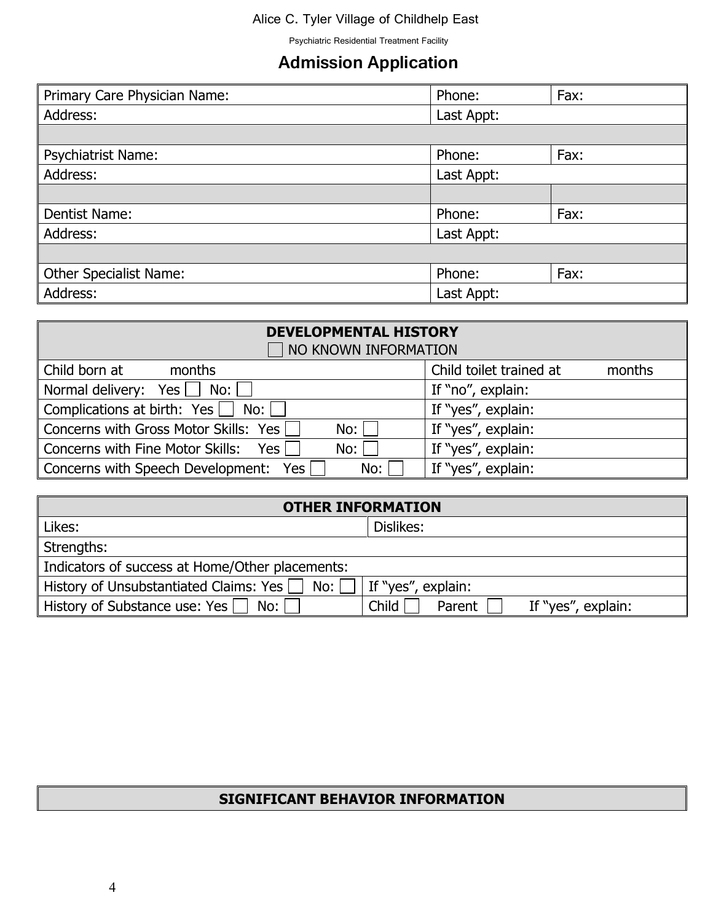Alice C. Tyler Village of Childhelp East

Psychiatric Residential Treatment Facility

# Admission Application

| Primary Care Physician Name: | Phone: | Fax: |
|---|---|---|
| Address: | Last Appt: | |
| | | |
| Psychiatrist Name: | Phone: | Fax: |
| Address: | Last Appt: | |
| | | |
| Dentist Name: | Phone: | Fax: |
| Address: | Last Appt: | |
| | | |
| Other Specialist Name: | Phone: | Fax: |
| Address: | Last Appt: | |

| **DEVELOPMENTAL HISTORY** ☐ NO KNOWN INFORMATION | |
|---|---|
| Child born at &nbsp;&nbsp;&nbsp; months | Child toilet trained at &nbsp;&nbsp;&nbsp; months |
| Normal delivery: Yes ☐ No: ☐ | If "no", explain: |
| Complications at birth: Yes ☐ No: ☐ | If "yes", explain: |
| Concerns with Gross Motor Skills: Yes ☐ No: ☐ | If "yes", explain: |
| Concerns with Fine Motor Skills: Yes ☐ No: ☐ | If "yes", explain: |
| Concerns with Speech Development: Yes ☐ No: ☐ | If "yes", explain: |

| **OTHER INFORMATION** | |
|---|---|
| Likes: | Dislikes: |
| Strengths: | |
| Indicators of success at Home/Other placements: | |
| History of Unsubstantiated Claims: Yes ☐ No: ☐ | If "yes", explain: |
| History of Substance use: Yes ☐ No: ☐ | Child ☐ Parent ☐ If "yes", explain: |

| **SIGNIFICANT BEHAVIOR INFORMATION** |
|---|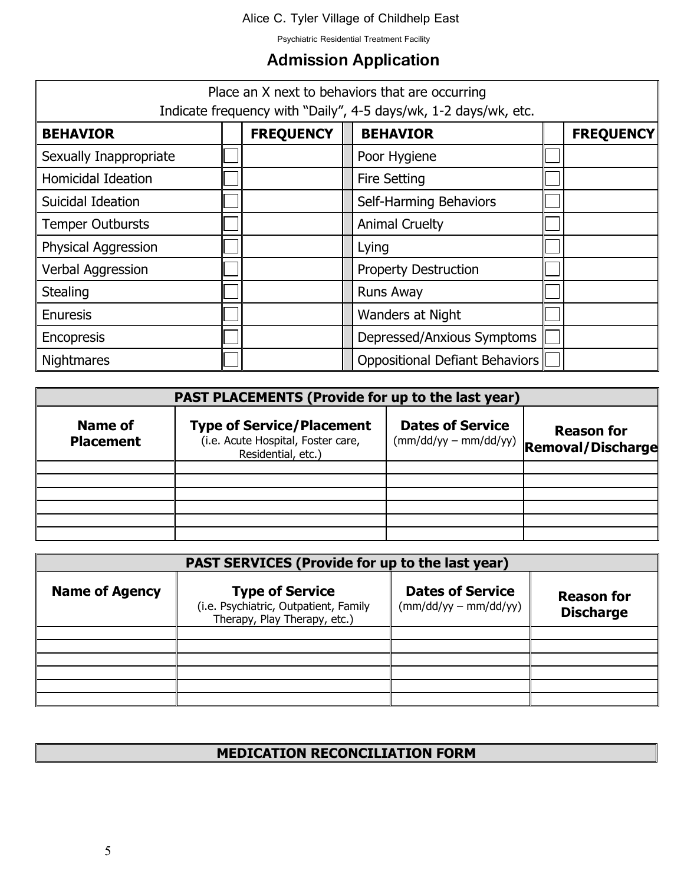Alice C. Tyler Village of Childhelp East

Psychiatric Residential Treatment Facility

# Admission Application

| Place an X next to behaviors that are occurring<br>Indicate frequency with "Daily", 4-5 days/wk, 1-2 days/wk, etc. | | | | | |
|---|---|---|---|---|---|
| **BEHAVIOR** | | **FREQUENCY** | **BEHAVIOR** | | **FREQUENCY** |
| Sexually Inappropriate | ☐ | | Poor Hygiene | ☐ | |
| Homicidal Ideation | ☐ | | Fire Setting | ☐ | |
| Suicidal Ideation | ☐ | | Self-Harming Behaviors | ☐ | |
| Temper Outbursts | ☐ | | Animal Cruelty | ☐ | |
| Physical Aggression | ☐ | | Lying | ☐ | |
| Verbal Aggression | ☐ | | Property Destruction | ☐ | |
| Stealing | ☐ | | Runs Away | ☐ | |
| Enuresis | ☐ | | Wanders at Night | ☐ | |
| Encopresis | ☐ | | Depressed/Anxious Symptoms | ☐ | |
| Nightmares | ☐ | | Oppositional Defiant Behaviors | ☐ | |

| **PAST PLACEMENTS (Provide for up to the last year)** | | | |
|---|---|---|---|
| **Name of Placement** | **Type of Service/Placement**<br>(i.e. Acute Hospital, Foster care, Residential, etc.) | **Dates of Service**<br>(mm/dd/yy – mm/dd/yy) | **Reason for Removal/Discharge** |
| | | | |
| | | | |
| | | | |
| | | | |
| | | | |
| | | | |

| **PAST SERVICES (Provide for up to the last year)** | | | |
|---|---|---|---|
| **Name of Agency** | **Type of Service**<br>(i.e. Psychiatric, Outpatient, Family Therapy, Play Therapy, etc.) | **Dates of Service**<br>(mm/dd/yy – mm/dd/yy) | **Reason for Discharge** |
| | | | |
| | | | |
| | | | |
| | | | |
| | | | |
| | | | |

## MEDICATION RECONCILIATION FORM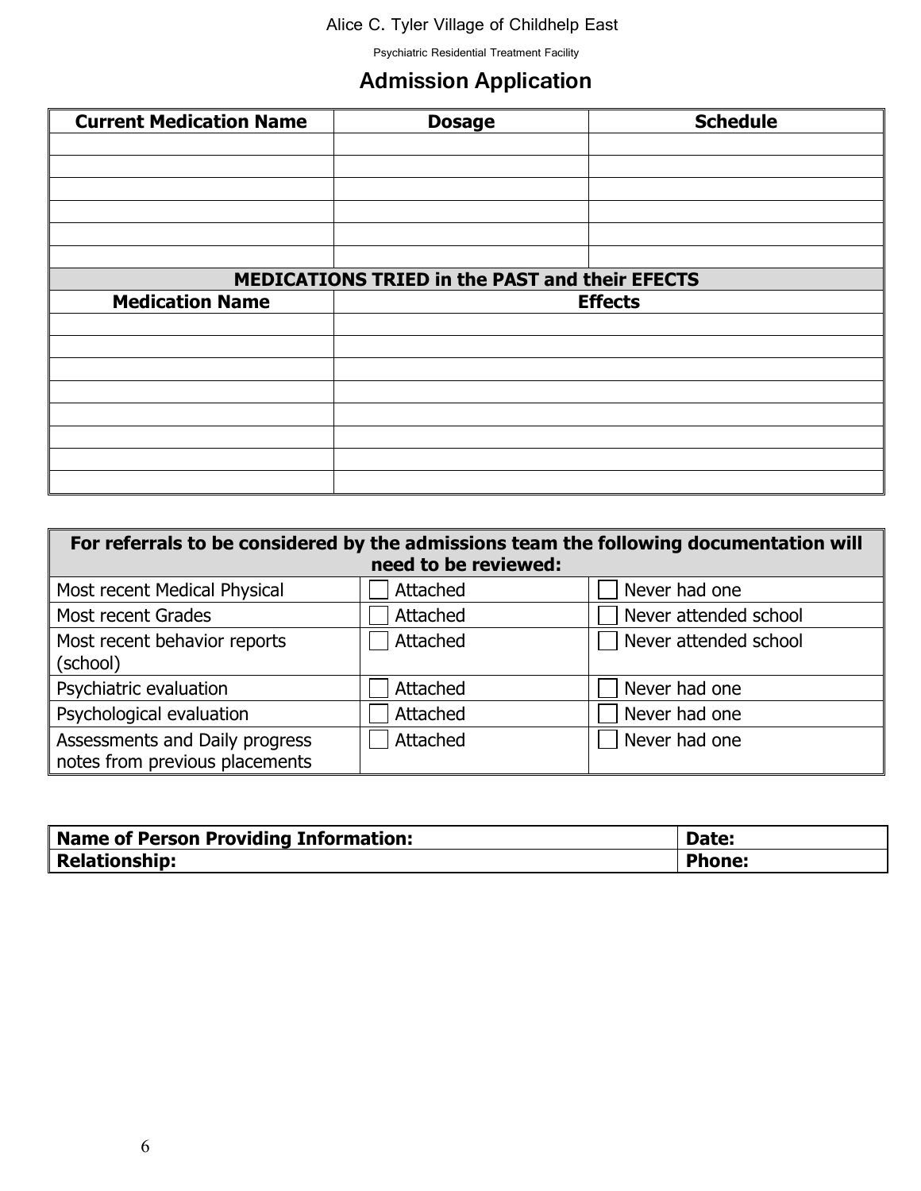Alice C. Tyler Village of Childhelp East

Psychiatric Residential Treatment Facility

# Admission Application

| Current Medication Name | Dosage | Schedule |
|---|---|---|
| | | |
| | | |
| | | |
| | | |
| | | |
| | | |

| MEDICATIONS TRIED in the PAST and their EFECTS | |
|---|---|
| **Medication Name** | **Effects** |
| | |
| | |
| | |
| | |
| | |
| | |
| | |
| | |

| For referrals to be considered by the admissions team the following documentation will need to be reviewed: | | |
|---|---|---|
| Most recent Medical Physical | ☐ Attached | ☐ Never had one |
| Most recent Grades | ☐ Attached | ☐ Never attended school |
| Most recent behavior reports (school) | ☐ Attached | ☐ Never attended school |
| Psychiatric evaluation | ☐ Attached | ☐ Never had one |
| Psychological evaluation | ☐ Attached | ☐ Never had one |
| Assessments and Daily progress notes from previous placements | ☐ Attached | ☐ Never had one |

| | |
|---|---|
| **Name of Person Providing Information:** | **Date:** |
| **Relationship:** | **Phone:** |